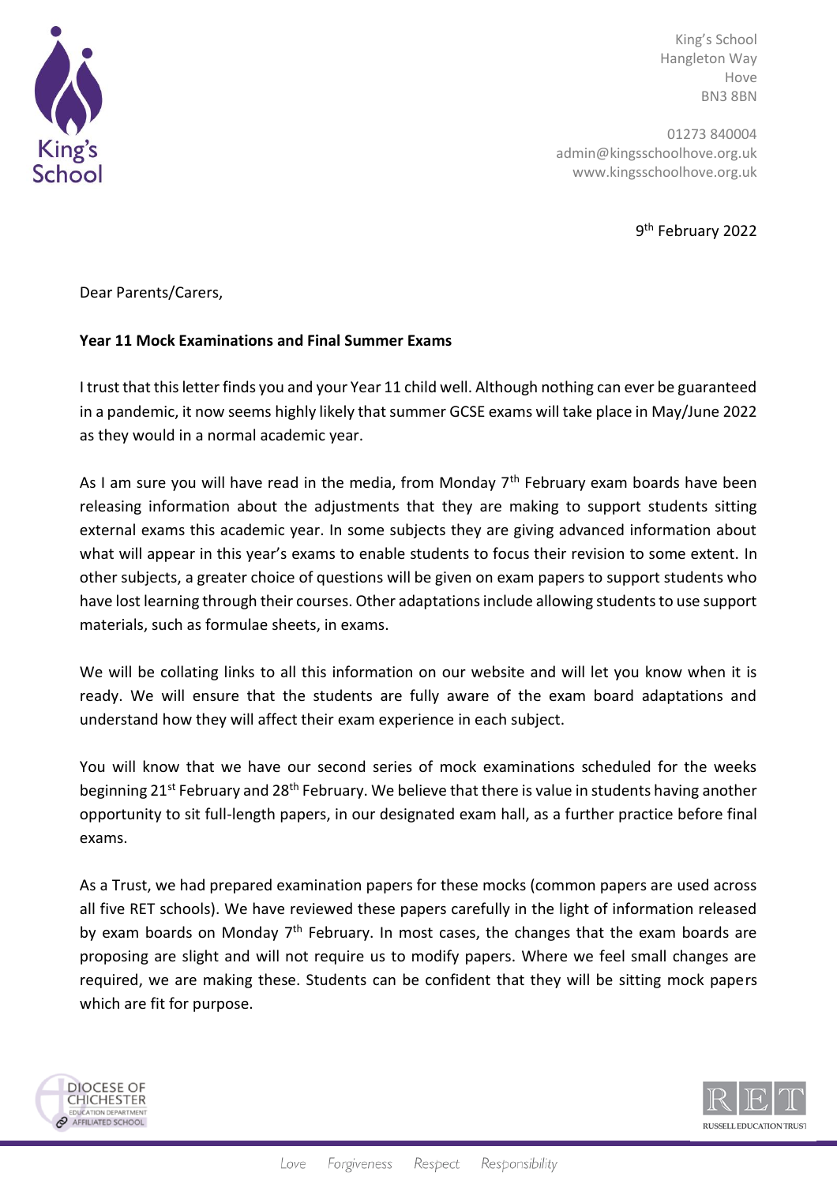King's School
Hangleton Way
Hove
BN3 8BN

01273 840004
admin@kingsschoolhove.org.uk
www.kingsschoolhove.org.uk

9th February 2022

Dear Parents/Carers,

**Year 11 Mock Examinations and Final Summer Exams**

I trust that this letter finds you and your Year 11 child well. Although nothing can ever be guaranteed in a pandemic, it now seems highly likely that summer GCSE exams will take place in May/June 2022 as they would in a normal academic year.

As I am sure you will have read in the media, from Monday 7th February exam boards have been releasing information about the adjustments that they are making to support students sitting external exams this academic year. In some subjects they are giving advanced information about what will appear in this year's exams to enable students to focus their revision to some extent. In other subjects, a greater choice of questions will be given on exam papers to support students who have lost learning through their courses. Other adaptations include allowing students to use support materials, such as formulae sheets, in exams.

We will be collating links to all this information on our website and will let you know when it is ready. We will ensure that the students are fully aware of the exam board adaptations and understand how they will affect their exam experience in each subject.

You will know that we have our second series of mock examinations scheduled for the weeks beginning 21st February and 28th February. We believe that there is value in students having another opportunity to sit full-length papers, in our designated exam hall, as a further practice before final exams.

As a Trust, we had prepared examination papers for these mocks (common papers are used across all five RET schools). We have reviewed these papers carefully in the light of information released by exam boards on Monday 7th February. In most cases, the changes that the exam boards are proposing are slight and will not require us to modify papers. Where we feel small changes are required, we are making these. Students can be confident that they will be sitting mock papers which are fit for purpose.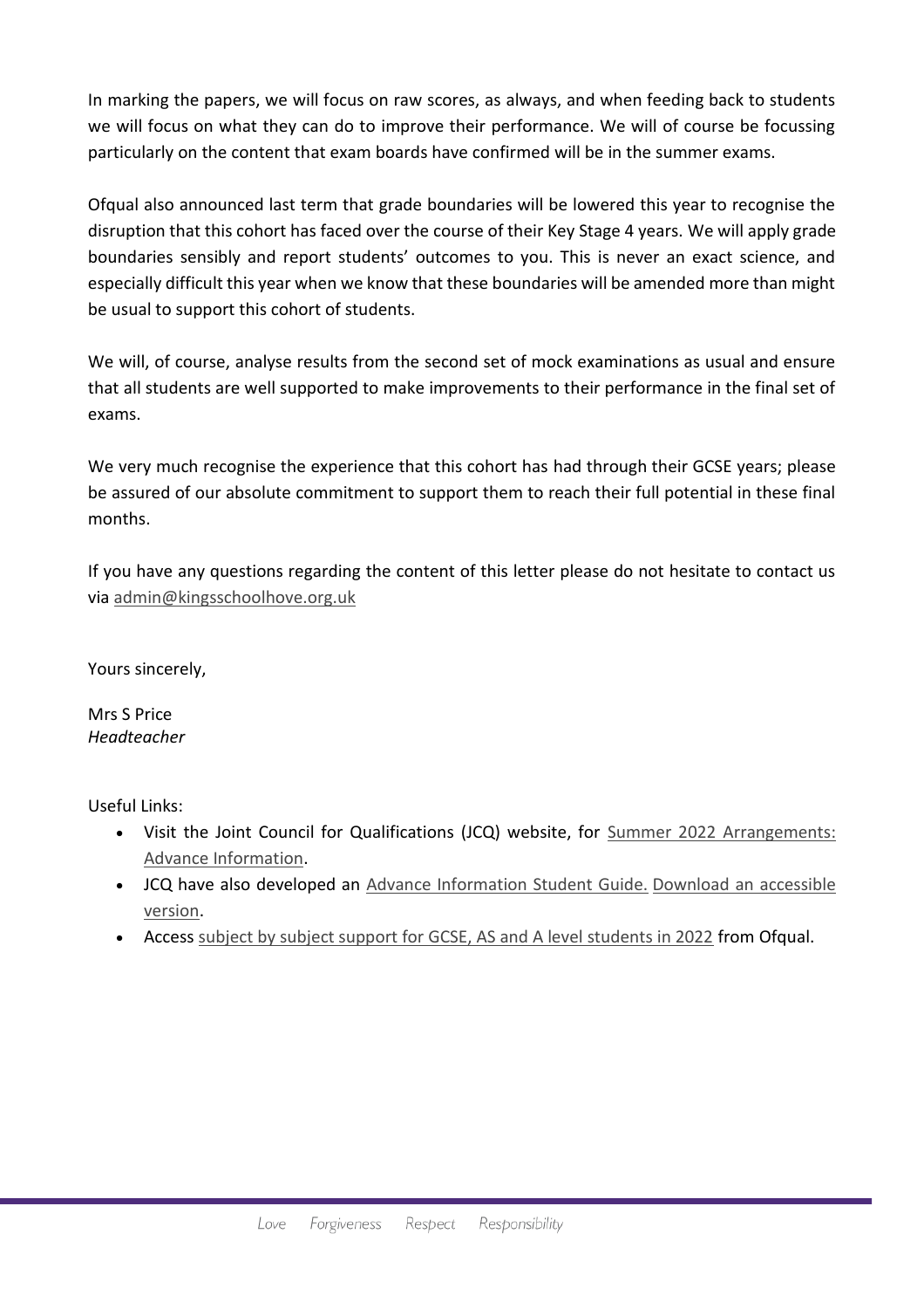In marking the papers, we will focus on raw scores, as always, and when feeding back to students we will focus on what they can do to improve their performance. We will of course be focussing particularly on the content that exam boards have confirmed will be in the summer exams.

Ofqual also announced last term that grade boundaries will be lowered this year to recognise the disruption that this cohort has faced over the course of their Key Stage 4 years. We will apply grade boundaries sensibly and report students' outcomes to you. This is never an exact science, and especially difficult this year when we know that these boundaries will be amended more than might be usual to support this cohort of students.

We will, of course, analyse results from the second set of mock examinations as usual and ensure that all students are well supported to make improvements to their performance in the final set of exams.

We very much recognise the experience that this cohort has had through their GCSE years; please be assured of our absolute commitment to support them to reach their full potential in these final months.

If you have any questions regarding the content of this letter please do not hesitate to contact us via admin@kingsschoolhove.org.uk

Yours sincerely,

Mrs S Price
*Headteacher*

Useful Links:

- Visit the Joint Council for Qualifications (JCQ) website, for Summer 2022 Arrangements: Advance Information.
- JCQ have also developed an Advance Information Student Guide. Download an accessible version.
- Access subject by subject support for GCSE, AS and A level students in 2022 from Ofqual.